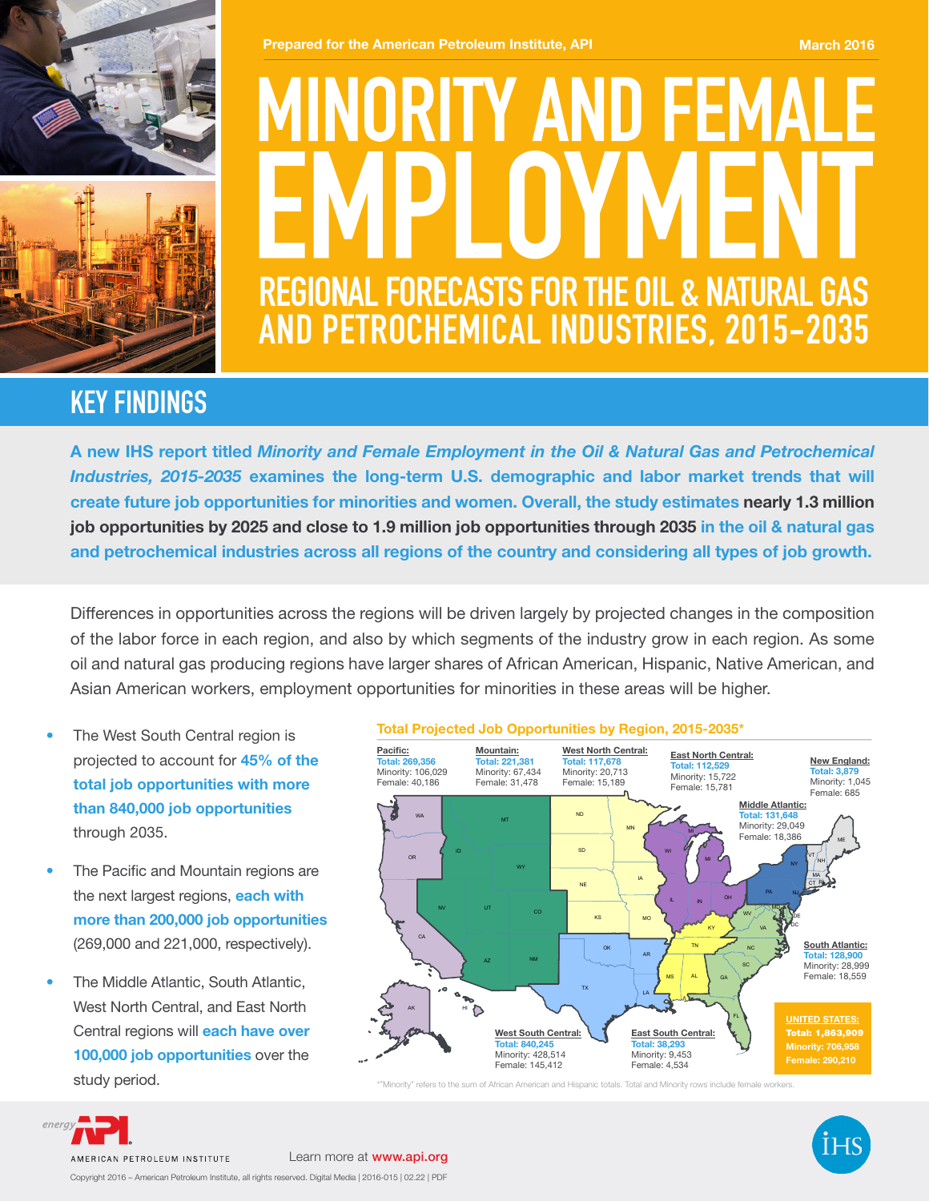Prepared for the American Petroleum Institute, API

March 2016

# MINORITY AND FEMALE EMPLOYMENT

## REGIONAL FORECASTS FOR THE OIL & NATURAL GAS AND PETROCHEMICAL INDUSTRIES, 2015–2035

## KEY FINDINGS

**A new IHS report titled *Minority and Female Employment in the Oil & Natural Gas and Petrochemical Industries, 2015-2035* examines the long-term U.S. demographic and labor market trends that will create future job opportunities for minorities and women. Overall, the study estimates nearly 1.3 million job opportunities by 2025 and close to 1.9 million job opportunities through 2035 in the oil & natural gas and petrochemical industries across all regions of the country and considering all types of job growth.**

Differences in opportunities across the regions will be driven largely by projected changes in the composition of the labor force in each region, and also by which segments of the industry grow in each region. As some oil and natural gas producing regions have larger shares of African American, Hispanic, Native American, and Asian American workers, employment opportunities for minorities in these areas will be higher.

- The West South Central region is projected to account for **45% of the total job opportunities with more than 840,000 job opportunities** through 2035.
- The Pacific and Mountain regions are the next largest regions, **each with more than 200,000 job opportunities** (269,000 and 221,000, respectively).
- The Middle Atlantic, South Atlantic, West North Central, and East North Central regions will **each have over 100,000 job opportunities** over the study period.

**Total Projected Job Opportunities by Region, 2015-2035***

| Region | Total | Minority | Female |
|---|---|---|---|
| Pacific | 269,356 | 106,029 | 40,186 |
| Mountain | 221,381 | 67,434 | 31,478 |
| West North Central | 117,678 | 20,713 | 15,189 |
| East North Central | 112,529 | 15,722 | 15,781 |
| New England | 3,879 | 1,045 | 685 |
| Middle Atlantic | 131,648 | 29,049 | 18,386 |
| South Atlantic | 128,900 | 28,999 | 18,559 |
| West South Central | 840,245 | 428,514 | 145,412 |
| East South Central | 38,293 | 9,453 | 4,534 |
| United States | 1,863,909 | 706,958 | 290,210 |

*"Minority" refers to the sum of African American and Hispanic totals. Total and Minority rows include female workers.

AMERICAN PETROLEUM INSTITUTE

Learn more at **www.api.org**

Copyright 2016 – American Petroleum Institute, all rights reserved. Digital Media | 2016-015 | 02.22 | PDF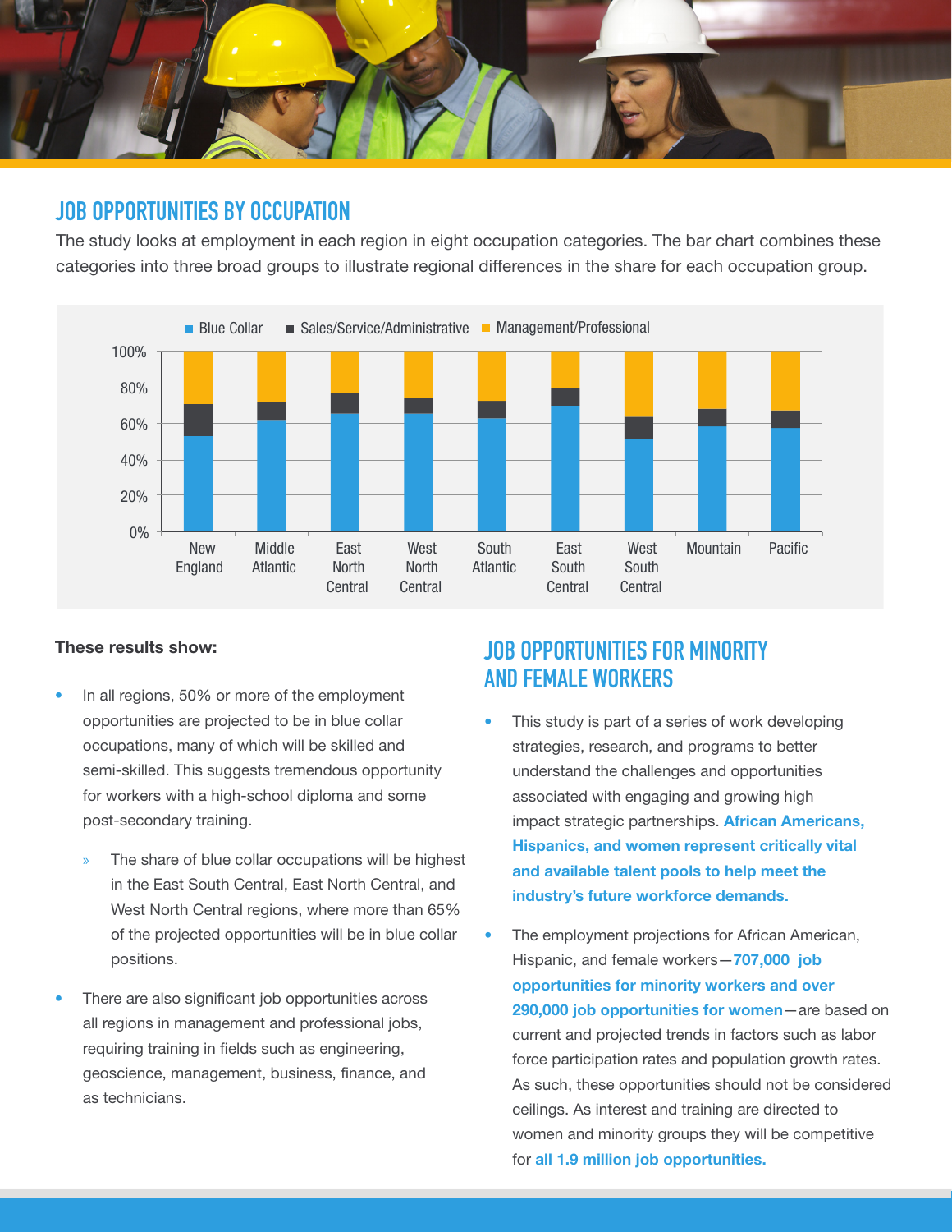## JOB OPPORTUNITIES BY OCCUPATION

The study looks at employment in each region in eight occupation categories. The bar chart combines these categories into three broad groups to illustrate regional differences in the share for each occupation group.

Blue Collar
Sales/Service/Administrative
Management/Professional

100%
80%
60%
40%
20%
0%

New England
Middle Atlantic
East North Central
West North Central
South Atlantic
East South Central
West South Central
Mountain
Pacific

**These results show:**

- In all regions, 50% or more of the employment opportunities are projected to be in blue collar occupations, many of which will be skilled and semi-skilled. This suggests tremendous opportunity for workers with a high-school diploma and some post-secondary training.
  - The share of blue collar occupations will be highest in the East South Central, East North Central, and West North Central regions, where more than 65% of the projected opportunities will be in blue collar positions.
- There are also significant job opportunities across all regions in management and professional jobs, requiring training in fields such as engineering, geoscience, management, business, finance, and as technicians.

## JOB OPPORTUNITIES FOR MINORITY AND FEMALE WORKERS

- This study is part of a series of work developing strategies, research, and programs to better understand the challenges and opportunities associated with engaging and growing high impact strategic partnerships. **African Americans, Hispanics, and women represent critically vital and available talent pools to help meet the industry's future workforce demands.**
- The employment projections for African American, Hispanic, and female workers—**707,000 job opportunities for minority workers and over 290,000 job opportunities for women**—are based on current and projected trends in factors such as labor force participation rates and population growth rates. As such, these opportunities should not be considered ceilings. As interest and training are directed to women and minority groups they will be competitive for **all 1.9 million job opportunities.**